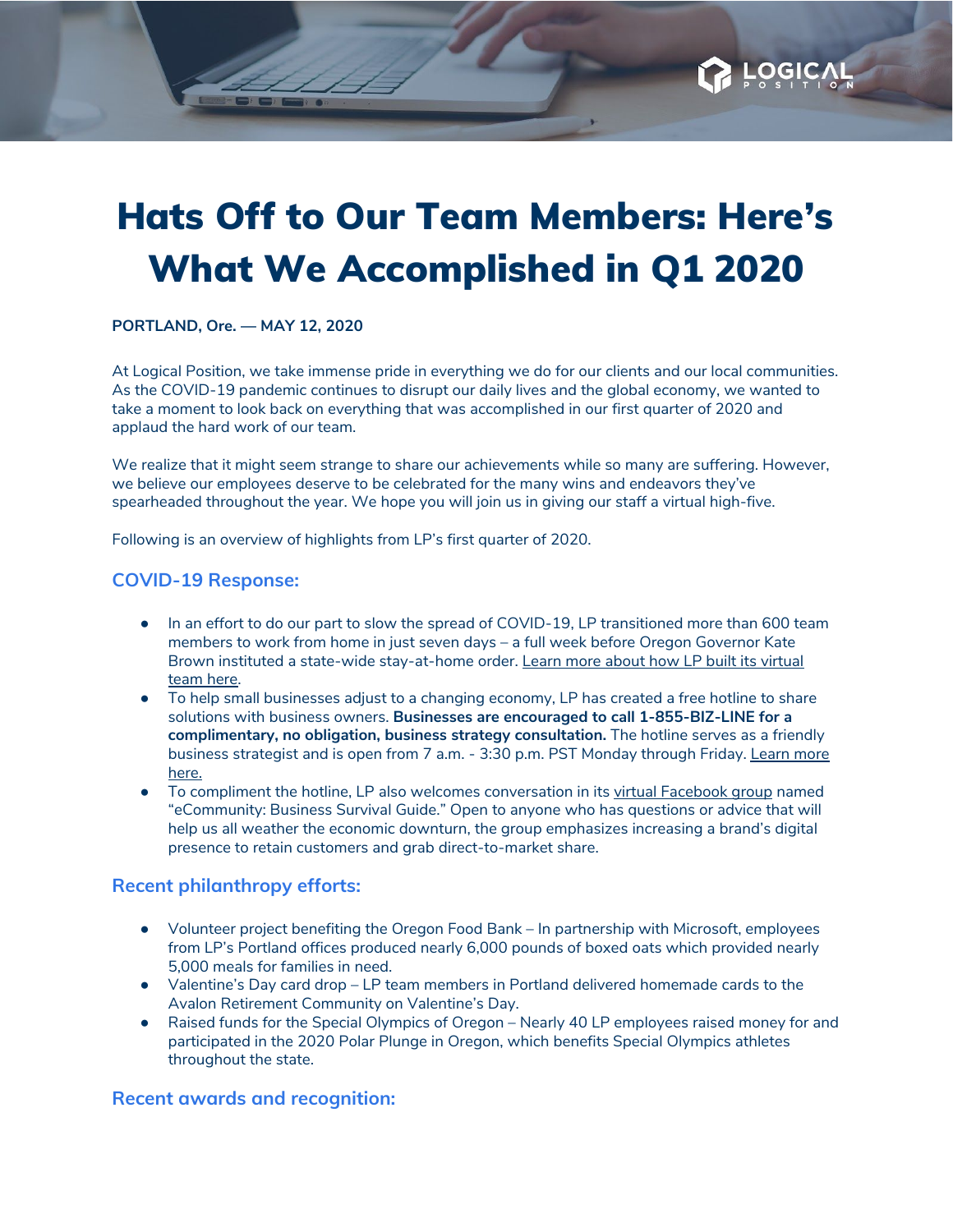# Hats Off to Our Team Members: Here's What We Accomplished in Q1 2020

**PORTLAND, Ore. — MAY 12, 2020**

At Logical Position, we take immense pride in everything we do for our clients and our local communities. As the COVID-19 pandemic continues to disrupt our daily lives and the global economy, we wanted to take a moment to look back on everything that was accomplished in our first quarter of 2020 and applaud the hard work of our team.

We realize that it might seem strange to share our achievements while so many are suffering. However, we believe our employees deserve to be celebrated for the many wins and endeavors they've spearheaded throughout the year. We hope you will join us in giving our staff a virtual high-five.

Following is an overview of highlights from LP's first quarter of 2020.

## COVID-19 Response:

- In an effort to do our part to slow the spread of COVID-19, LP transitioned more than 600 team members to work from home in just seven days – a full week before Oregon Governor Kate Brown instituted a state-wide stay-at-home order. Learn more about how LP built its virtual team here.
- To help small businesses adjust to a changing economy, LP has created a free hotline to share solutions with business owners. **Businesses are encouraged to call 1-855-BIZ-LINE for a complimentary, no obligation, business strategy consultation.** The hotline serves as a friendly business strategist and is open from 7 a.m. - 3:30 p.m. PST Monday through Friday. Learn more here.
- To compliment the hotline, LP also welcomes conversation in its virtual Facebook group named "eCommunity: Business Survival Guide." Open to anyone who has questions or advice that will help us all weather the economic downturn, the group emphasizes increasing a brand's digital presence to retain customers and grab direct-to-market share.

## Recent philanthropy efforts:

- Volunteer project benefiting the Oregon Food Bank – In partnership with Microsoft, employees from LP's Portland offices produced nearly 6,000 pounds of boxed oats which provided nearly 5,000 meals for families in need.
- Valentine's Day card drop – LP team members in Portland delivered homemade cards to the Avalon Retirement Community on Valentine's Day.
- Raised funds for the Special Olympics of Oregon – Nearly 40 LP employees raised money for and participated in the 2020 Polar Plunge in Oregon, which benefits Special Olympics athletes throughout the state.

## Recent awards and recognition: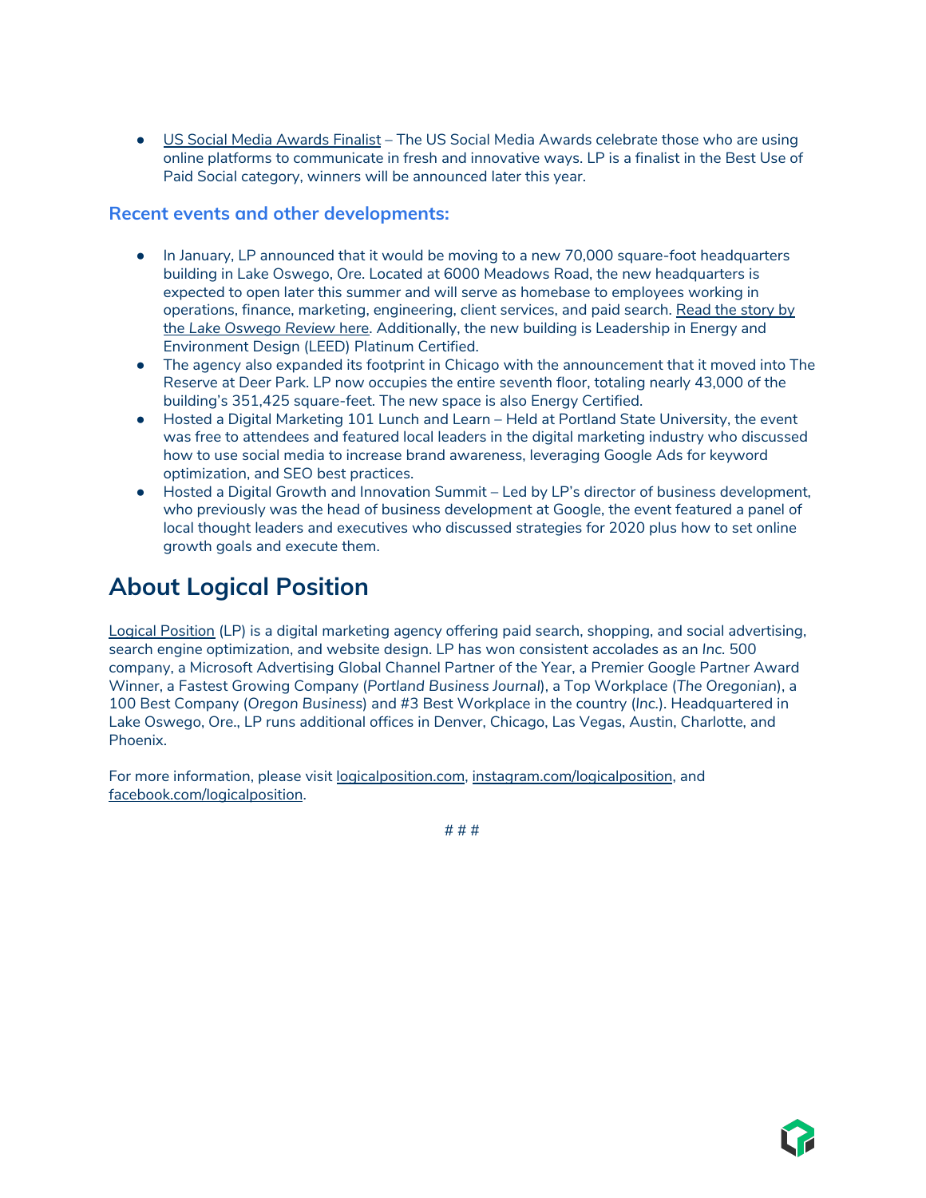- US Social Media Awards Finalist – The US Social Media Awards celebrate those who are using online platforms to communicate in fresh and innovative ways. LP is a finalist in the Best Use of Paid Social category, winners will be announced later this year.

### Recent events and other developments:

- In January, LP announced that it would be moving to a new 70,000 square-foot headquarters building in Lake Oswego, Ore. Located at 6000 Meadows Road, the new headquarters is expected to open later this summer and will serve as homebase to employees working in operations, finance, marketing, engineering, client services, and paid search. Read the story by the *Lake Oswego Review* here. Additionally, the new building is Leadership in Energy and Environment Design (LEED) Platinum Certified.
- The agency also expanded its footprint in Chicago with the announcement that it moved into The Reserve at Deer Park. LP now occupies the entire seventh floor, totaling nearly 43,000 of the building's 351,425 square-feet. The new space is also Energy Certified.
- Hosted a Digital Marketing 101 Lunch and Learn – Held at Portland State University, the event was free to attendees and featured local leaders in the digital marketing industry who discussed how to use social media to increase brand awareness, leveraging Google Ads for keyword optimization, and SEO best practices.
- Hosted a Digital Growth and Innovation Summit – Led by LP's director of business development, who previously was the head of business development at Google, the event featured a panel of local thought leaders and executives who discussed strategies for 2020 plus how to set online growth goals and execute them.

## About Logical Position

Logical Position (LP) is a digital marketing agency offering paid search, shopping, and social advertising, search engine optimization, and website design. LP has won consistent accolades as an *Inc.* 500 company, a Microsoft Advertising Global Channel Partner of the Year, a Premier Google Partner Award Winner, a Fastest Growing Company (*Portland Business Journal*), a Top Workplace (*The Oregonian*), a 100 Best Company (*Oregon Business*) and #3 Best Workplace in the country (*Inc.*). Headquartered in Lake Oswego, Ore., LP runs additional offices in Denver, Chicago, Las Vegas, Austin, Charlotte, and Phoenix.

For more information, please visit logicalposition.com, instagram.com/logicalposition, and facebook.com/logicalposition.

# # #